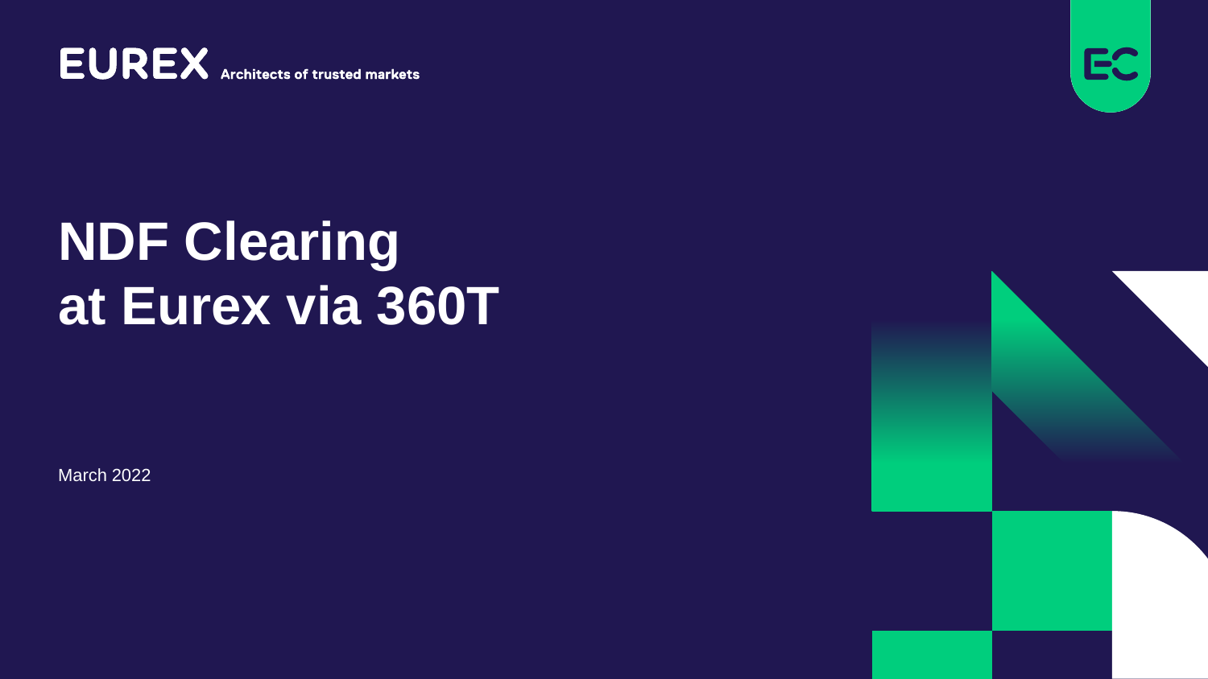EUREX Architects of trusted markets

# NDF Clearing at Eurex via 360T

March 2022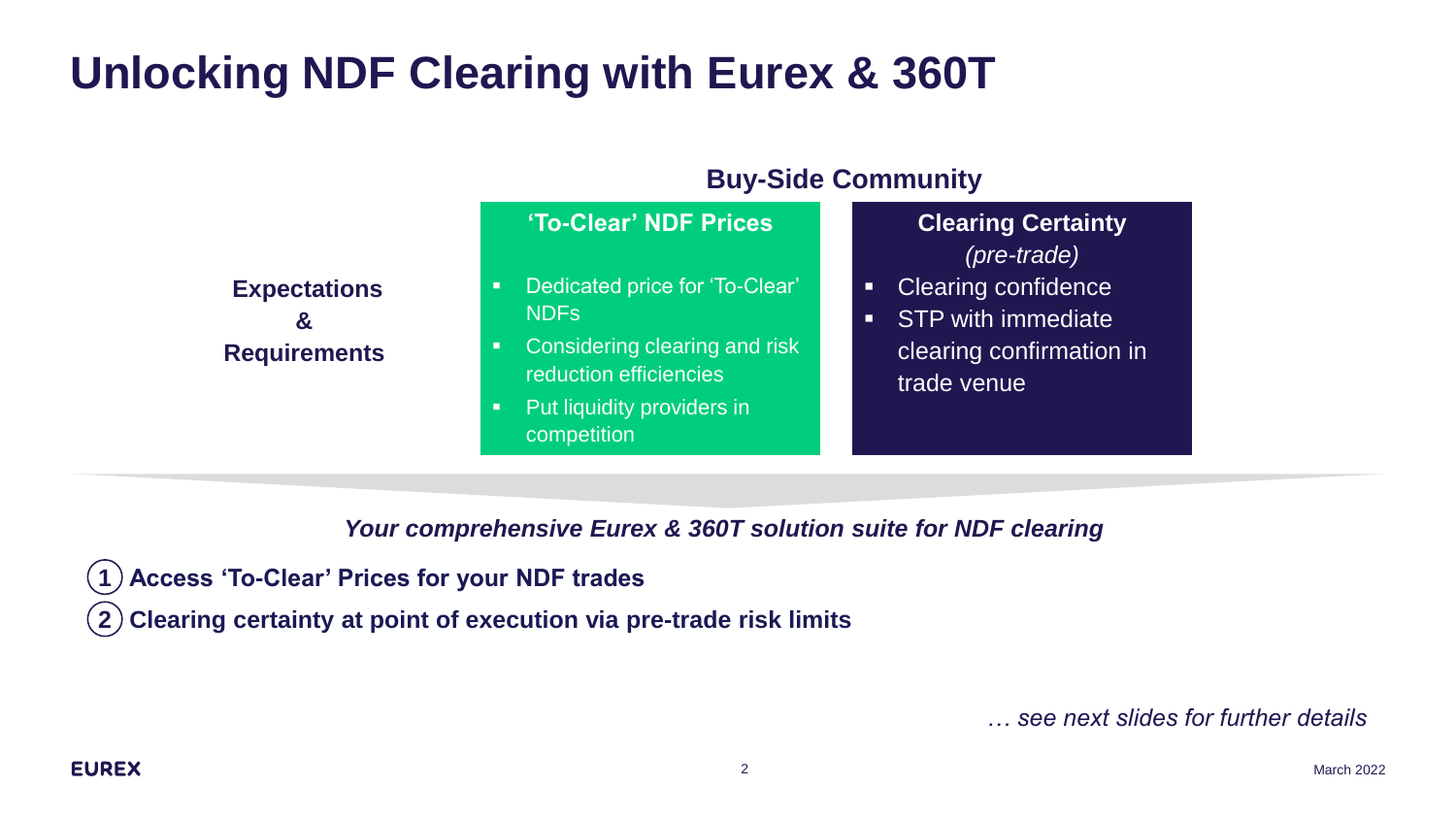# Unlocking NDF Clearing with Eurex & 360T

## Buy-Side Community

| Expectations & Requirements | **'To-Clear' NDF Prices** | **Clearing Certainty** *(pre-trade)* |
|---|---|---|
| | ▪ Dedicated price for 'To-Clear' NDFs<br>▪ Considering clearing and risk reduction efficiencies<br>▪ Put liquidity providers in competition | ▪ Clearing confidence<br>▪ STP with immediate clearing confirmation in trade venue |

***Your comprehensive Eurex & 360T solution suite for NDF clearing***

1. **Access 'To-Clear' Prices for your NDF trades**
2. **Clearing certainty at point of execution via pre-trade risk limits**

*… see next slides for further details*

March 2022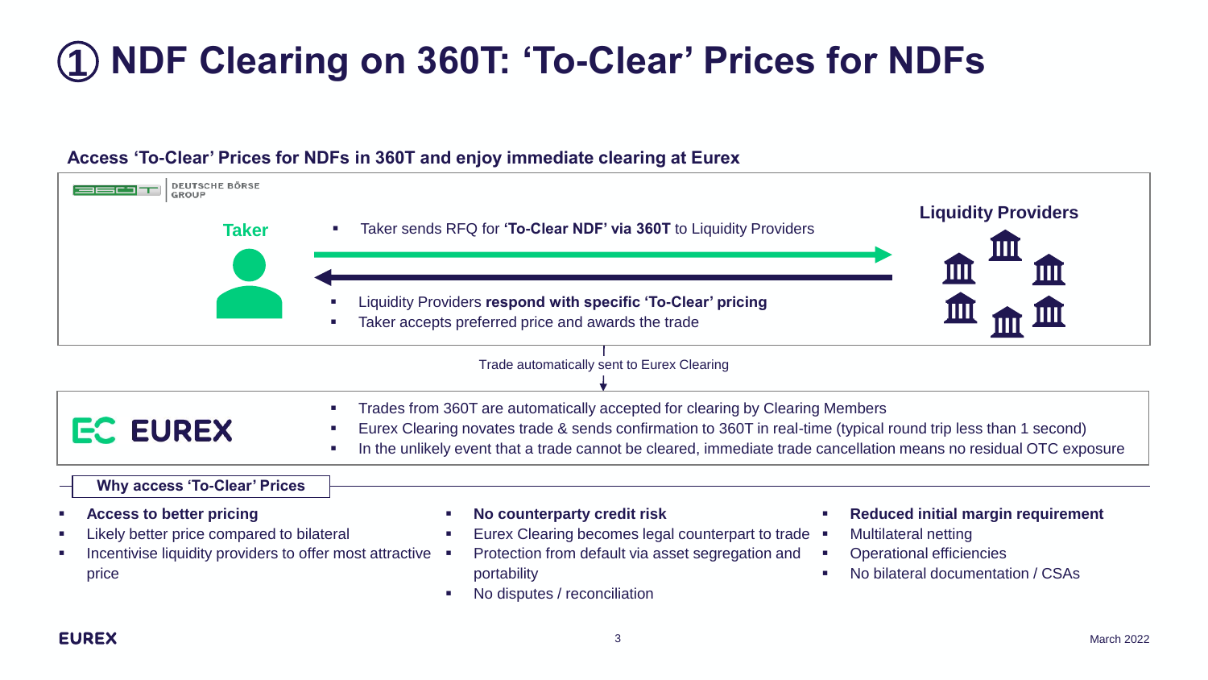# ① NDF Clearing on 360T: 'To-Clear' Prices for NDFs

### Access 'To-Clear' Prices for NDFs in 360T and enjoy immediate clearing at Eurex

360T DEUTSCHE BÖRSE GROUP

**Taker**

- Taker sends RFQ for **'To-Clear NDF' via 360T** to Liquidity Providers

**Liquidity Providers**

- Liquidity Providers **respond with specific 'To-Clear' pricing**
- Taker accepts preferred price and awards the trade

Trade automatically sent to Eurex Clearing

**EUREX**

- Trades from 360T are automatically accepted for clearing by Clearing Members
- Eurex Clearing novates trade & sends confirmation to 360T in real-time (typical round trip less than 1 second)
- In the unlikely event that a trade cannot be cleared, immediate trade cancellation means no residual OTC exposure

### Why access 'To-Clear' Prices

- **Access to better pricing**
- Likely better price compared to bilateral
- Incentivise liquidity providers to offer most attractive price

- **No counterparty credit risk**
- Eurex Clearing becomes legal counterpart to trade
- Protection from default via asset segregation and portability
- No disputes / reconciliation

- **Reduced initial margin requirement**
- Multilateral netting
- Operational efficiencies
- No bilateral documentation / CSAs

EUREX

March 2022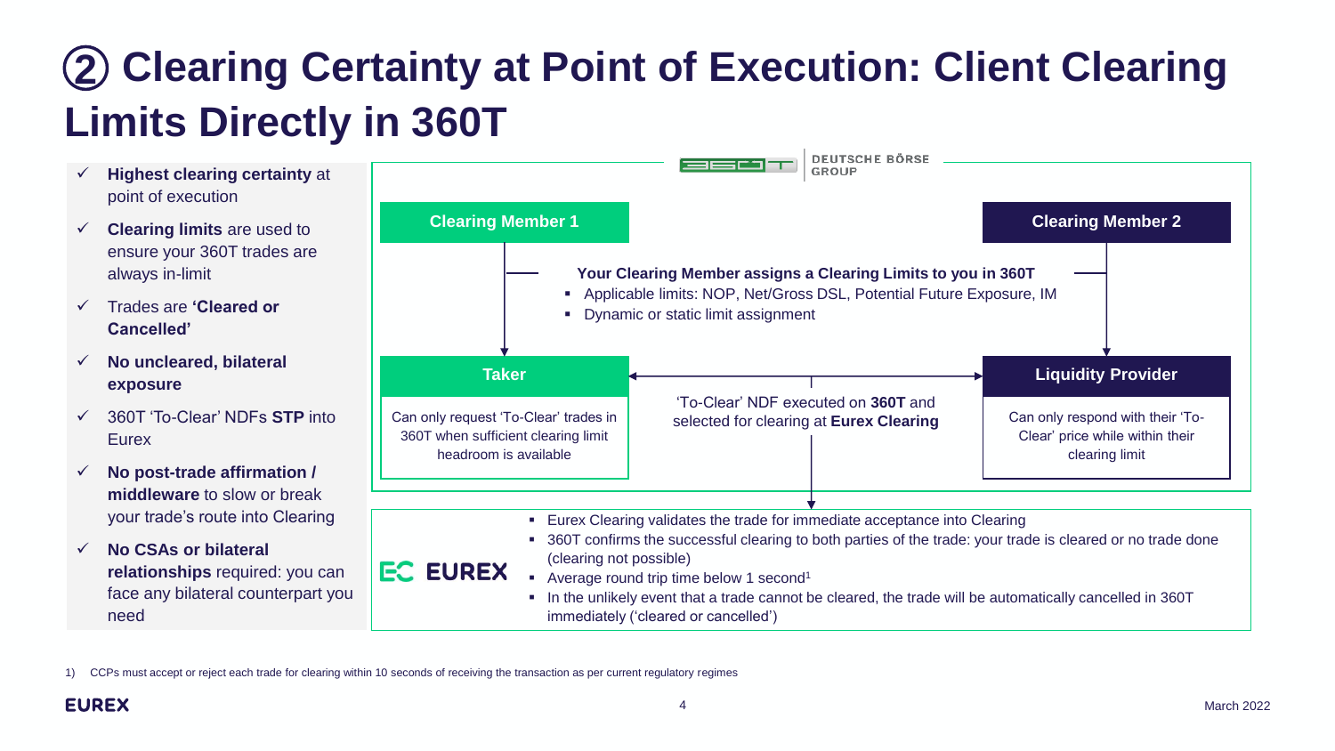# ② Clearing Certainty at Point of Execution: Client Clearing Limits Directly in 360T

- ✓ **Highest clearing certainty** at point of execution
- ✓ **Clearing limits** are used to ensure your 360T trades are always in-limit
- ✓ Trades are **'Cleared or Cancelled'**
- ✓ **No uncleared, bilateral exposure**
- ✓ 360T 'To-Clear' NDFs **STP** into Eurex
- ✓ **No post-trade affirmation / middleware** to slow or break your trade's route into Clearing
- ✓ **No CSAs or bilateral relationships** required: you can face any bilateral counterpart you need

360T DEUTSCHE BÖRSE GROUP

**Clearing Member 1**

**Clearing Member 2**

**Your Clearing Member assigns a Clearing Limits to you in 360T**

- Applicable limits: NOP, Net/Gross DSL, Potential Future Exposure, IM
- Dynamic or static limit assignment

**Taker**

Can only request 'To-Clear' trades in 360T when sufficient clearing limit headroom is available

'To-Clear' NDF executed on **360T** and selected for clearing at **Eurex Clearing**

**Liquidity Provider**

Can only respond with their 'To-Clear' price while within their clearing limit

EUREX

- Eurex Clearing validates the trade for immediate acceptance into Clearing
- 360T confirms the successful clearing to both parties of the trade: your trade is cleared or no trade done (clearing not possible)
- Average round trip time below 1 second[1]
- In the unlikely event that a trade cannot be cleared, the trade will be automatically cancelled in 360T immediately ('cleared or cancelled')

1) CCPs must accept or reject each trade for clearing within 10 seconds of receiving the transaction as per current regulatory regimes

March 2022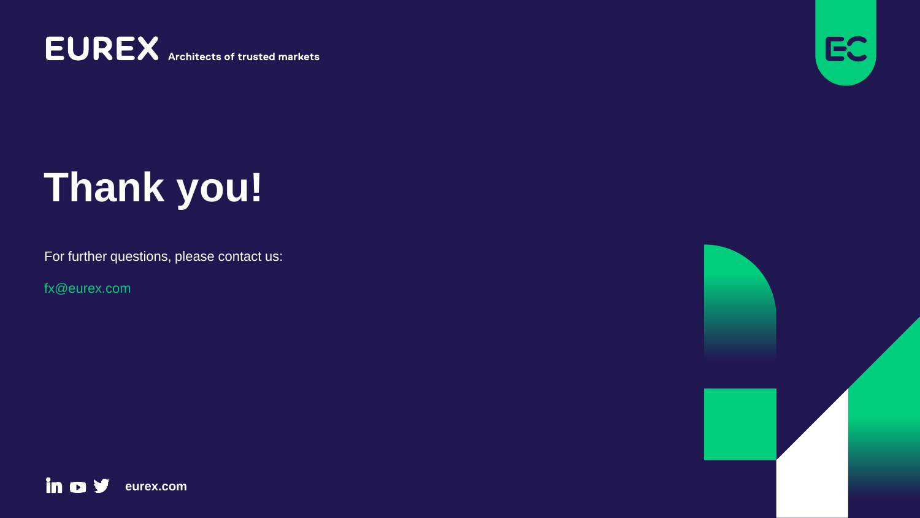EUREX Architects of trusted markets

# Thank you!

For further questions, please contact us:

fx@eurex.com

eurex.com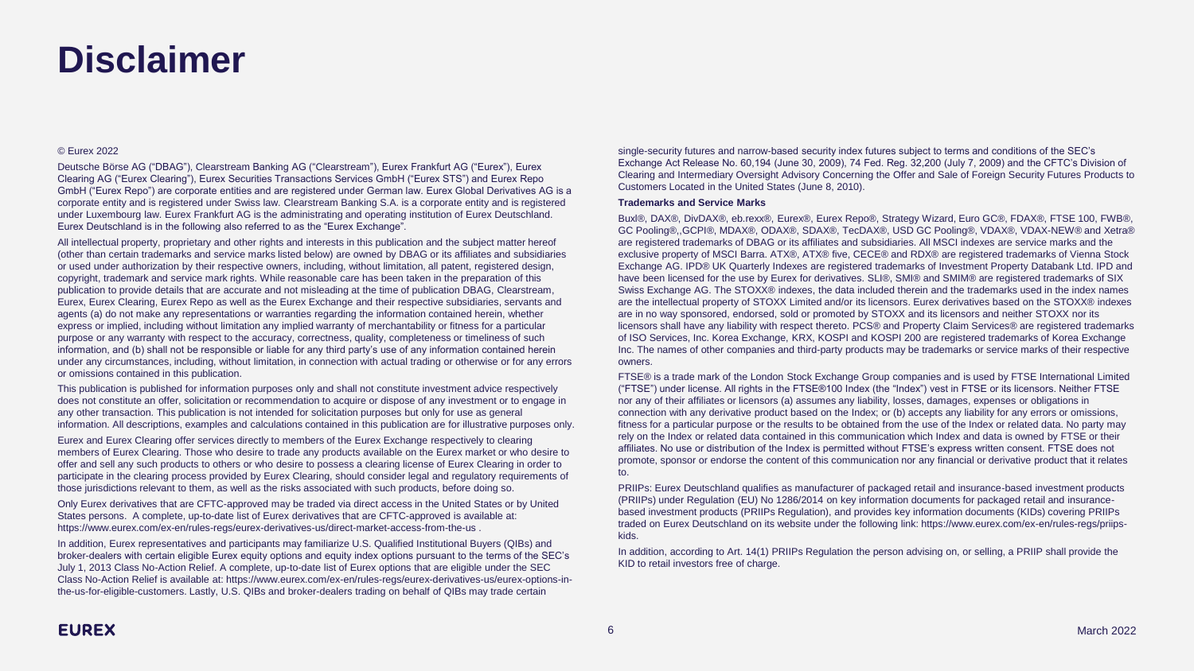# Disclaimer

© Eurex 2022

Deutsche Börse AG ("DBAG"), Clearstream Banking AG ("Clearstream"), Eurex Frankfurt AG ("Eurex"), Eurex Clearing AG ("Eurex Clearing"), Eurex Securities Transactions Services GmbH ("Eurex STS") and Eurex Repo GmbH ("Eurex Repo") are corporate entities and are registered under German law. Eurex Global Derivatives AG is a corporate entity and is registered under Swiss law. Clearstream Banking S.A. is a corporate entity and is registered under Luxembourg law. Eurex Frankfurt AG is the administrating and operating institution of Eurex Deutschland. Eurex Deutschland is in the following also referred to as the "Eurex Exchange".

All intellectual property, proprietary and other rights and interests in this publication and the subject matter hereof (other than certain trademarks and service marks listed below) are owned by DBAG or its affiliates and subsidiaries or used under authorization by their respective owners, including, without limitation, all patent, registered design, copyright, trademark and service mark rights. While reasonable care has been taken in the preparation of this publication to provide details that are accurate and not misleading at the time of publication DBAG, Clearstream, Eurex, Eurex Clearing, Eurex Repo as well as the Eurex Exchange and their respective subsidiaries, servants and agents (a) do not make any representations or warranties regarding the information contained herein, whether express or implied, including without limitation any implied warranty of merchantability or fitness for a particular purpose or any warranty with respect to the accuracy, correctness, quality, completeness or timeliness of such information, and (b) shall not be responsible or liable for any third party's use of any information contained herein under any circumstances, including, without limitation, in connection with actual trading or otherwise or for any errors or omissions contained in this publication.

This publication is published for information purposes only and shall not constitute investment advice respectively does not constitute an offer, solicitation or recommendation to acquire or dispose of any investment or to engage in any other transaction. This publication is not intended for solicitation purposes but only for use as general information. All descriptions, examples and calculations contained in this publication are for illustrative purposes only.

Eurex and Eurex Clearing offer services directly to members of the Eurex Exchange respectively to clearing members of Eurex Clearing. Those who desire to trade any products available on the Eurex market or who desire to offer and sell any such products to others or who desire to possess a clearing license of Eurex Clearing in order to participate in the clearing process provided by Eurex Clearing, should consider legal and regulatory requirements of those jurisdictions relevant to them, as well as the risks associated with such products, before doing so.

Only Eurex derivatives that are CFTC-approved may be traded via direct access in the United States or by United States persons. A complete, up-to-date list of Eurex derivatives that are CFTC-approved is available at: https://www.eurex.com/ex-en/rules-regs/eurex-derivatives-us/direct-market-access-from-the-us .

In addition, Eurex representatives and participants may familiarize U.S. Qualified Institutional Buyers (QIBs) and broker-dealers with certain eligible Eurex equity options and equity index options pursuant to the terms of the SEC's July 1, 2013 Class No-Action Relief. A complete, up-to-date list of Eurex options that are eligible under the SEC Class No-Action Relief is available at: https://www.eurex.com/ex-en/rules-regs/eurex-derivatives-us/eurex-options-in-the-us-for-eligible-customers. Lastly, U.S. QIBs and broker-dealers trading on behalf of QIBs may trade certain single-security futures and narrow-based security index futures subject to terms and conditions of the SEC's Exchange Act Release No. 60,194 (June 30, 2009), 74 Fed. Reg. 32,200 (July 7, 2009) and the CFTC's Division of Clearing and Intermediary Oversight Advisory Concerning the Offer and Sale of Foreign Security Futures Products to Customers Located in the United States (June 8, 2010).

**Trademarks and Service Marks**

Buxl®, DAX®, DivDAX®, eb.rexx®, Eurex®, Eurex Repo®, Strategy Wizard, Euro GC®, FDAX®, FTSE 100, FWB®, GC Pooling®,,GCPI®, MDAX®, ODAX®, SDAX®, TecDAX®, USD GC Pooling®, VDAX®, VDAX-NEW® and Xetra® are registered trademarks of DBAG or its affiliates and subsidiaries. All MSCI indexes are service marks and the exclusive property of MSCI Barra. ATX®, ATX® five, CECE® and RDX® are registered trademarks of Vienna Stock Exchange AG. IPD® UK Quarterly Indexes are registered trademarks of Investment Property Databank Ltd. IPD and have been licensed for the use by Eurex for derivatives. SLI®, SMI® and SMIM® are registered trademarks of SIX Swiss Exchange AG. The STOXX® indexes, the data included therein and the trademarks used in the index names are the intellectual property of STOXX Limited and/or its licensors. Eurex derivatives based on the STOXX® indexes are in no way sponsored, endorsed, sold or promoted by STOXX and its licensors and neither STOXX nor its licensors shall have any liability with respect thereto. PCS® and Property Claim Services® are registered trademarks of ISO Services, Inc. Korea Exchange, KRX, KOSPI and KOSPI 200 are registered trademarks of Korea Exchange Inc. The names of other companies and third-party products may be trademarks or service marks of their respective owners.

FTSE® is a trade mark of the London Stock Exchange Group companies and is used by FTSE International Limited ("FTSE") under license. All rights in the FTSE®100 Index (the "Index") vest in FTSE or its licensors. Neither FTSE nor any of their affiliates or licensors (a) assumes any liability, losses, damages, expenses or obligations in connection with any derivative product based on the Index; or (b) accepts any liability for any errors or omissions, fitness for a particular purpose or the results to be obtained from the use of the Index or related data. No party may rely on the Index or related data contained in this communication which Index and data is owned by FTSE or their affiliates. No use or distribution of the Index is permitted without FTSE's express written consent. FTSE does not promote, sponsor or endorse the content of this communication nor any financial or derivative product that it relates to.

PRIIPs: Eurex Deutschland qualifies as manufacturer of packaged retail and insurance-based investment products (PRIIPs) under Regulation (EU) No 1286/2014 on key information documents for packaged retail and insurance-based investment products (PRIIPs Regulation), and provides key information documents (KIDs) covering PRIIPs traded on Eurex Deutschland on its website under the following link: https://www.eurex.com/ex-en/rules-regs/priips-kids.

In addition, according to Art. 14(1) PRIIPs Regulation the person advising on, or selling, a PRIIP shall provide the KID to retail investors free of charge.